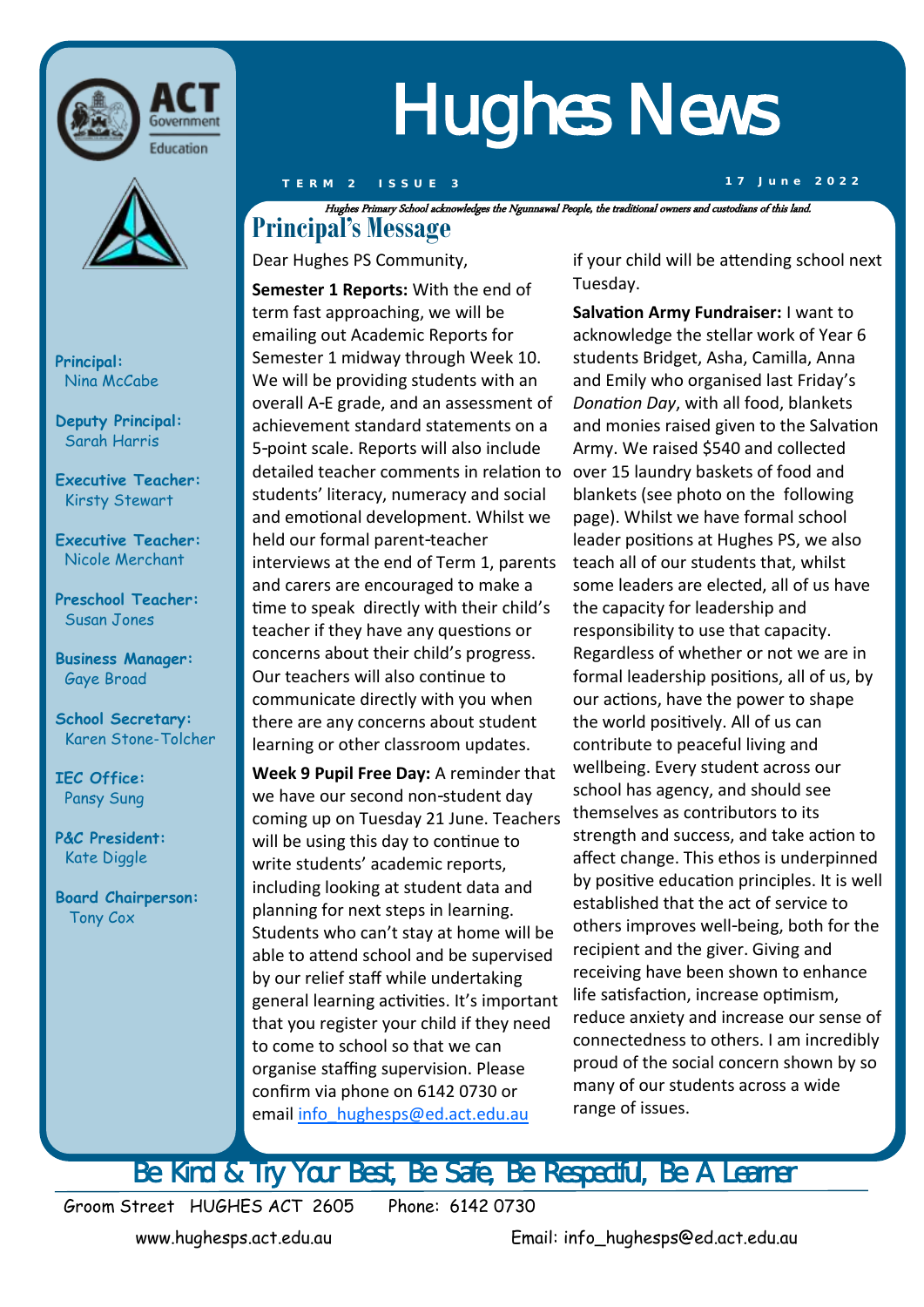# Hughes News

TERM 2 ISSUE 3 — 17 June 2022

*Hughes Primary School acknowledges the Ngunnawal People, the traditional owners and custodians of this land.*

**Principal:** Nina McCabe

**Deputy Principal:** Sarah Harris

**Executive Teacher:** Kirsty Stewart

**Executive Teacher:** Nicole Merchant

**Preschool Teacher:** Susan Jones

**Business Manager:** Gaye Broad

**School Secretary:** Karen Stone-Tolcher

**IEC Office:** Pansy Sung

**P&C President:** Kate Diggle

**Board Chairperson:** Tony Cox

## Principal's Message

Dear Hughes PS Community,

**Semester 1 Reports:** With the end of term fast approaching, we will be emailing out Academic Reports for Semester 1 midway through Week 10. We will be providing students with an overall A-E grade, and an assessment of achievement standard statements on a 5-point scale. Reports will also include detailed teacher comments in relation to students' literacy, numeracy and social and emotional development. Whilst we held our formal parent-teacher interviews at the end of Term 1, parents and carers are encouraged to make a time to speak directly with their child's teacher if they have any questions or concerns about their child's progress. Our teachers will also continue to communicate directly with you when there are any concerns about student learning or other classroom updates.

**Week 9 Pupil Free Day:** A reminder that we have our second non-student day coming up on Tuesday 21 June. Teachers will be using this day to continue to write students' academic reports, including looking at student data and planning for next steps in learning. Students who can't stay at home will be able to attend school and be supervised by our relief staff while undertaking general learning activities. It's important that you register your child if they need to come to school so that we can organise staffing supervision. Please confirm via phone on 6142 0730 or email info_hughesps@ed.act.edu.au if your child will be attending school next Tuesday.

**Salvation Army Fundraiser:** I want to acknowledge the stellar work of Year 6 students Bridget, Asha, Camilla, Anna and Emily who organised last Friday's *Donation Day*, with all food, blankets and monies raised given to the Salvation Army. We raised $540 and collected over 15 laundry baskets of food and blankets (see photo on the following page). Whilst we have formal school leader positions at Hughes PS, we also teach all of our students that, whilst some leaders are elected, all of us have the capacity for leadership and responsibility to use that capacity. Regardless of whether or not we are in formal leadership positions, all of us, by our actions, have the power to shape the world positively. All of us can contribute to peaceful living and wellbeing. Every student across our school has agency, and should see themselves as contributors to its strength and success, and take action to affect change. This ethos is underpinned by positive education principles. It is well established that the act of service to others improves well-being, both for the recipient and the giver. Giving and receiving have been shown to enhance life satisfaction, increase optimism, reduce anxiety and increase our sense of connectedness to others. I am incredibly proud of the social concern shown by so many of our students across a wide range of issues.

Be Kind & Try Your Best, Be Safe, Be Respectful, Be A Learner

Groom Street HUGHES ACT 2605 Phone: 6142 0730

www.hughesps.act.edu.au Email: info_hughesps@ed.act.edu.au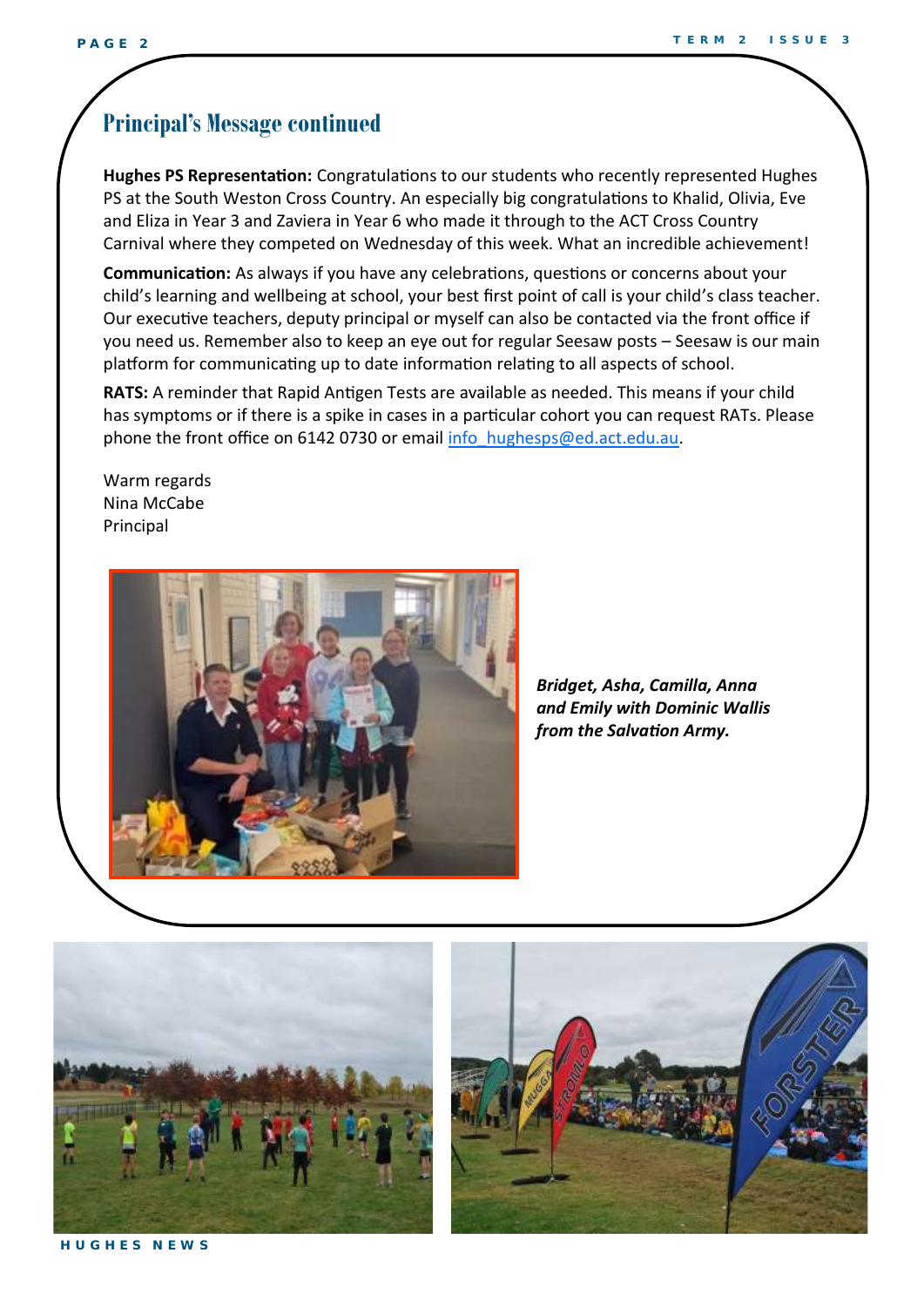## Principal's Message continued

**Hughes PS Representation:** Congratulations to our students who recently represented Hughes PS at the South Weston Cross Country. An especially big congratulations to Khalid, Olivia, Eve and Eliza in Year 3 and Zaviera in Year 6 who made it through to the ACT Cross Country Carnival where they competed on Wednesday of this week. What an incredible achievement!

**Communication:** As always if you have any celebrations, questions or concerns about your child's learning and wellbeing at school, your best first point of call is your child's class teacher. Our executive teachers, deputy principal or myself can also be contacted via the front office if you need us. Remember also to keep an eye out for regular Seesaw posts – Seesaw is our main platform for communicating up to date information relating to all aspects of school.

**RATS:** A reminder that Rapid Antigen Tests are available as needed. This means if your child has symptoms or if there is a spike in cases in a particular cohort you can request RATs. Please phone the front office on 6142 0730 or email info_hughesps@ed.act.edu.au.

Warm regards
Nina McCabe
Principal

***Bridget, Asha, Camilla, Anna and Emily with Dominic Wallis from the Salvation Army.***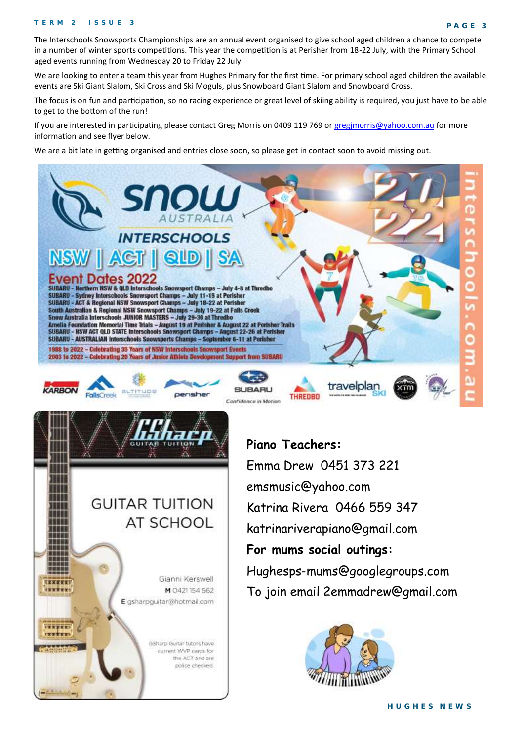The Interschools Snowsports Championships are an annual event organised to give school aged children a chance to compete in a number of winter sports competitions. This year the competition is at Perisher from 18-22 July, with the Primary School aged events running from Wednesday 20 to Friday 22 July.

We are looking to enter a team this year from Hughes Primary for the first time. For primary school aged children the available events are Ski Giant Slalom, Ski Cross and Ski Moguls, plus Snowboard Giant Slalom and Snowboard Cross.

The focus is on fun and participation, so no racing experience or great level of skiing ability is required, you just have to be able to get to the bottom of the run!

If you are interested in participating please contact Greg Morris on 0409 119 769 or gregjmorris@yahoo.com.au for more information and see flyer below.

We are a bit late in getting organised and entries close soon, so please get in contact soon to avoid missing out.

**snow AUSTRALIA**

**INTERSCHOOLS**

**NSW | ACT | QLD | SA**

**2022**

## Event Dates 2022

- SUBARU - Northern NSW & QLD Interschools Snowsport Champs – July 4-8 at Thredbo
- SUBARU - Sydney Interschools Snowsport Champs – July 11-15 at Perisher
- SUBARU - ACT & Regional NSW Snowsport Champs – July 18-22 at Perisher
- South Australian & Regional NSW Snowsport Champs – July 19-22 at Falls Creek
- Snow Australia Interschools JUNIOR MASTERS – July 29-30 at Thredbo
- Amelia Foundation Memorial Time Trials – August 19 at Perisher & August 22 at Perisher Trails
- SUBARU - NSW ACT QLD STATE Interschools Snowsport Champs – August 22-26 at Perisher
- SUBARU - AUSTRALIAN Interschools Snowsports Champs – September 6-11 at Perisher

1988 to 2022 – Celebrating 35 Years of NSW Interschools Snowsport Events
2003 to 2022 – Celebrating 20 Years of Junior Athlete Development Support from SUBARU

KARBON | FallsCreek | ALTITUDE | perisher | SUBARU Confidence in Motion | THREDBO | travelplan SKI | XTM

interschools.com.au

**GSharp GUITAR TUITION**

GUITAR TUITION AT SCHOOL

Gianni Kerswell
M 0421 154 562
E gsharpguitar@hotmail.com

GSharp Guitar tutors have current WWP cards for the ACT and are police checked.

**Piano Teachers:**

Emma Drew 0451 373 221
emsmusic@yahoo.com
Katrina Rivera 0466 559 347
katrinariverapiano@gmail.com

**For mums social outings:**

Hughesps-mums@googlegroups.com
To join email 2emmadrew@gmail.com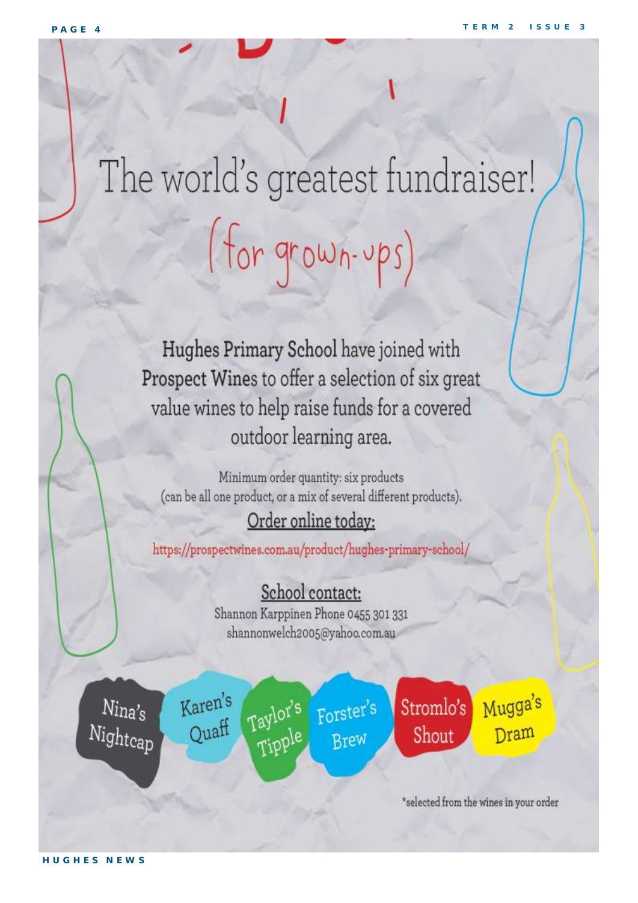# The world's greatest fundraiser!

## (for grown-ups)

Hughes Primary School have joined with Prospect Wines to offer a selection of six great value wines to help raise funds for a covered outdoor learning area.

Minimum order quantity: six products
(can be all one product, or a mix of several different products).

**Order online today:**

https://prospectwines.com.au/product/hughes-primary-school/

**School contact:**

Shannon Karppinen Phone 0455 301 331
shannonwelch2005@yahoo.com.au

Nina's Nightcap

Karen's Quaff

Taylor's Tipple

Forster's Brew

Stromlo's Shout

Mugga's Dram

*selected from the wines in your order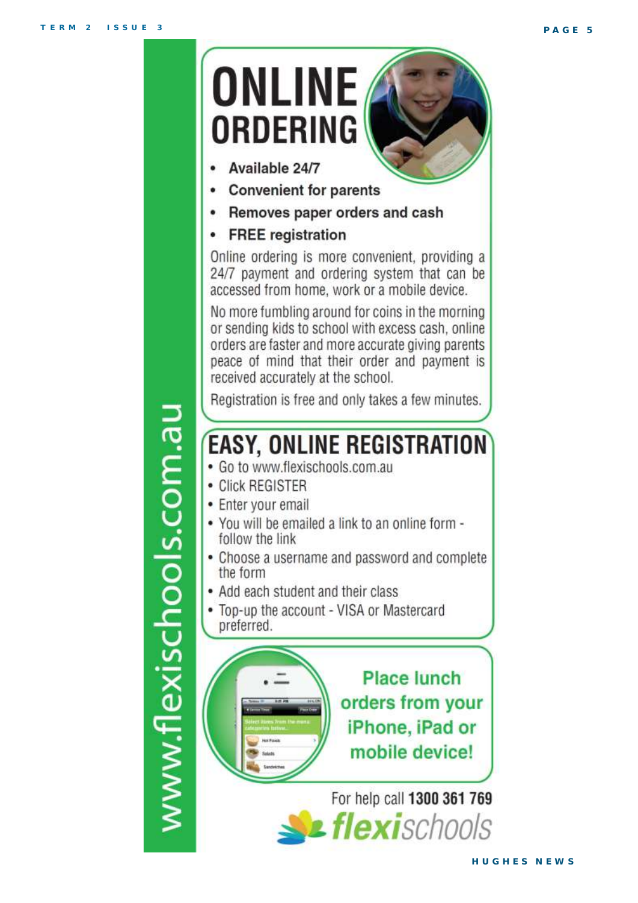www.flexischools.com.au

# ONLINE ORDERING

- Available 24/7
- Convenient for parents
- Removes paper orders and cash
- FREE registration

Online ordering is more convenient, providing a 24/7 payment and ordering system that can be accessed from home, work or a mobile device.

No more fumbling around for coins in the morning or sending kids to school with excess cash, online orders are faster and more accurate giving parents peace of mind that their order and payment is received accurately at the school.

Registration is free and only takes a few minutes.

## EASY, ONLINE REGISTRATION

- Go to www.flexischools.com.au
- Click REGISTER
- Enter your email
- You will be emailed a link to an online form - follow the link
- Choose a username and password and complete the form
- Add each student and their class
- Top-up the account - VISA or Mastercard preferred.

**Place lunch orders from your iPhone, iPad or mobile device!**

For help call **1300 361 769**

flexischools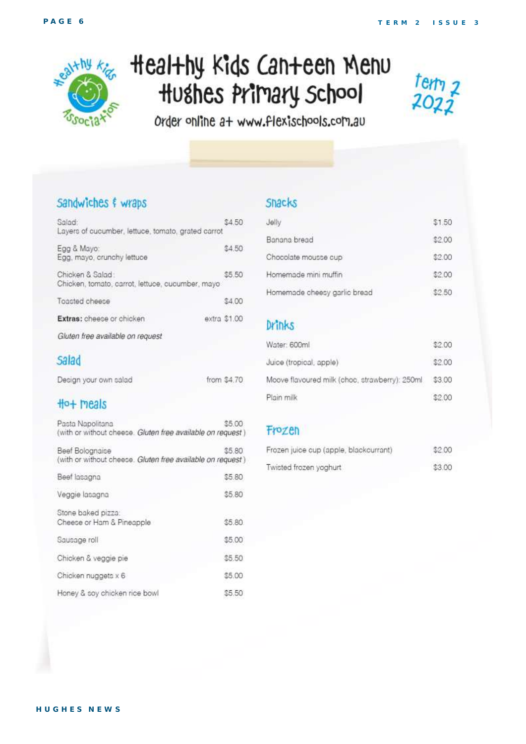# Healthy Kids Canteen Menu
# Hughes Primary School

Term 2 2022

Order online at www.flexischools.com.au

## Sandwiches & wraps

| | |
|---|---|
| Salad: Layers of cucumber, lettuce, tomato, grated carrot | $4.50 |
| Egg & Mayo: Egg, mayo, crunchy lettuce | $4.50 |
| Chicken & Salad: Chicken, tomato, carrot, lettuce, cucumber, mayo | $5.50 |
| Toasted cheese | $4.00 |
| **Extras:** cheese or chicken | extra $1.00 |

*Gluten free available on request*

## Salad

| | |
|---|---|
| Design your own salad | from $4.70 |

## Hot meals

| | |
|---|---|
| Pasta Napolitana (with or without cheese. *Gluten free available on request*) | $5.00 |
| Beef Bolognaise (with or without cheese. *Gluten free available on request*) | $5.80 |
| Beef lasagna | $5.80 |
| Veggie lasagna | $5.80 |
| Stone baked pizza: Cheese or Ham & Pineapple | $5.80 |
| Sausage roll | $5.00 |
| Chicken & veggie pie | $5.50 |
| Chicken nuggets x 6 | $5.00 |
| Honey & soy chicken rice bowl | $5.50 |

## Snacks

| | |
|---|---|
| Jelly | $1.50 |
| Banana bread | $2.00 |
| Chocolate mousse cup | $2.00 |
| Homemade mini muffin | $2.00 |
| Homemade cheesy garlic bread | $2.50 |

## Drinks

| | |
|---|---|
| Water: 600ml | $2.00 |
| Juice (tropical, apple) | $2.00 |
| Moove flavoured milk (choc, strawberry): 250ml | $3.00 |
| Plain milk | $2.00 |

## Frozen

| | |
|---|---|
| Frozen juice cup (apple, blackcurrant) | $2.00 |
| Twisted frozen yoghurt | $3.00 |